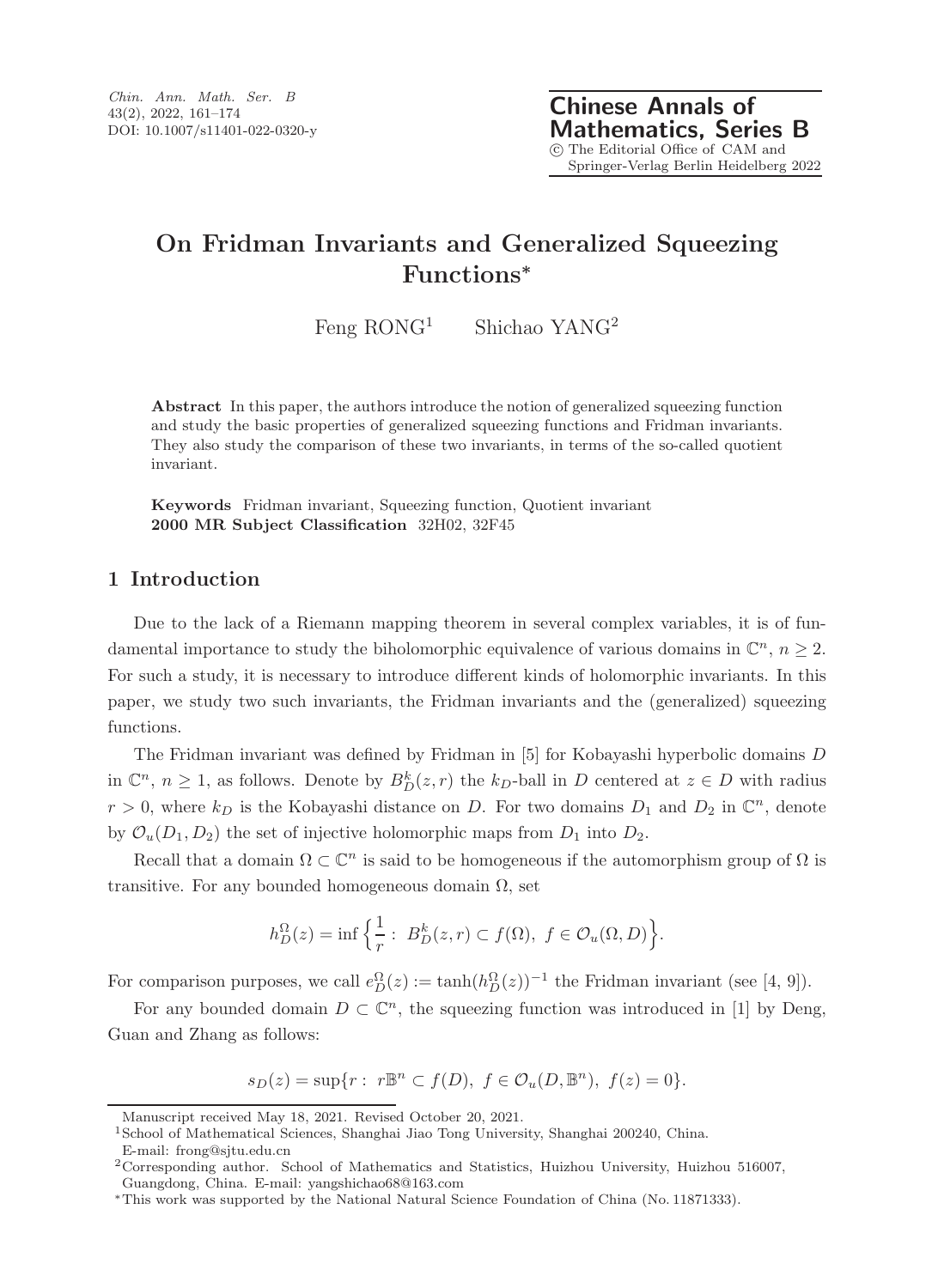# On Fridman Invariants and Generalized Squeezing Functions*

Feng RONG[1] Shichao YANG[2]

**Abstract** In this paper, the authors introduce the notion of generalized squeezing function and study the basic properties of generalized squeezing functions and Fridman invariants. They also study the comparison of these two invariants, in terms of the so-called quotient invariant.

**Keywords** Fridman invariant, Squeezing function, Quotient invariant
**2000 MR Subject Classification** 32H02, 32F45

## 1 Introduction

Due to the lack of a Riemann mapping theorem in several complex variables, it is of fundamental importance to study the biholomorphic equivalence of various domains in $\mathbb{C}^n$, $n \geq 2$. For such a study, it is necessary to introduce different kinds of holomorphic invariants. In this paper, we study two such invariants, the Fridman invariants and the (generalized) squeezing functions.

The Fridman invariant was defined by Fridman in [5] for Kobayashi hyperbolic domains $D$ in $\mathbb{C}^n$, $n \geq 1$, as follows. Denote by $B^k_D(z, r)$ the $k_D$-ball in $D$ centered at $z \in D$ with radius $r > 0$, where $k_D$ is the Kobayashi distance on $D$. For two domains $D_1$ and $D_2$ in $\mathbb{C}^n$, denote by $\mathcal{O}_u(D_1, D_2)$ the set of injective holomorphic maps from $D_1$ into $D_2$.

Recall that a domain $\Omega \subset \mathbb{C}^n$ is said to be homogeneous if the automorphism group of $\Omega$ is transitive. For any bounded homogeneous domain $\Omega$, set

$$h^\Omega_D(z) = \inf\Big\{\frac{1}{r}:\ B^k_D(z, r) \subset f(\Omega),\ f \in \mathcal{O}_u(\Omega, D)\Big\}.$$

For comparison purposes, we call $e^\Omega_D(z) := \tanh(h^\Omega_D(z))^{-1}$ the Fridman invariant (see [4, 9]).

For any bounded domain $D \subset \mathbb{C}^n$, the squeezing function was introduced in [1] by Deng, Guan and Zhang as follows:

$$s_D(z) = \sup\{r :\ r\mathbb{B}^n \subset f(D),\ f \in \mathcal{O}_u(D, \mathbb{B}^n),\ f(z) = 0\}.$$

Manuscript received May 18, 2021. Revised October 20, 2021.

[1]School of Mathematical Sciences, Shanghai Jiao Tong University, Shanghai 200240, China. E-mail: frong@sjtu.edu.cn

[2]Corresponding author. School of Mathematics and Statistics, Huizhou University, Huizhou 516007, Guangdong, China. E-mail: yangshichao68@163.com

*This work was supported by the National Natural Science Foundation of China (No. 11871333).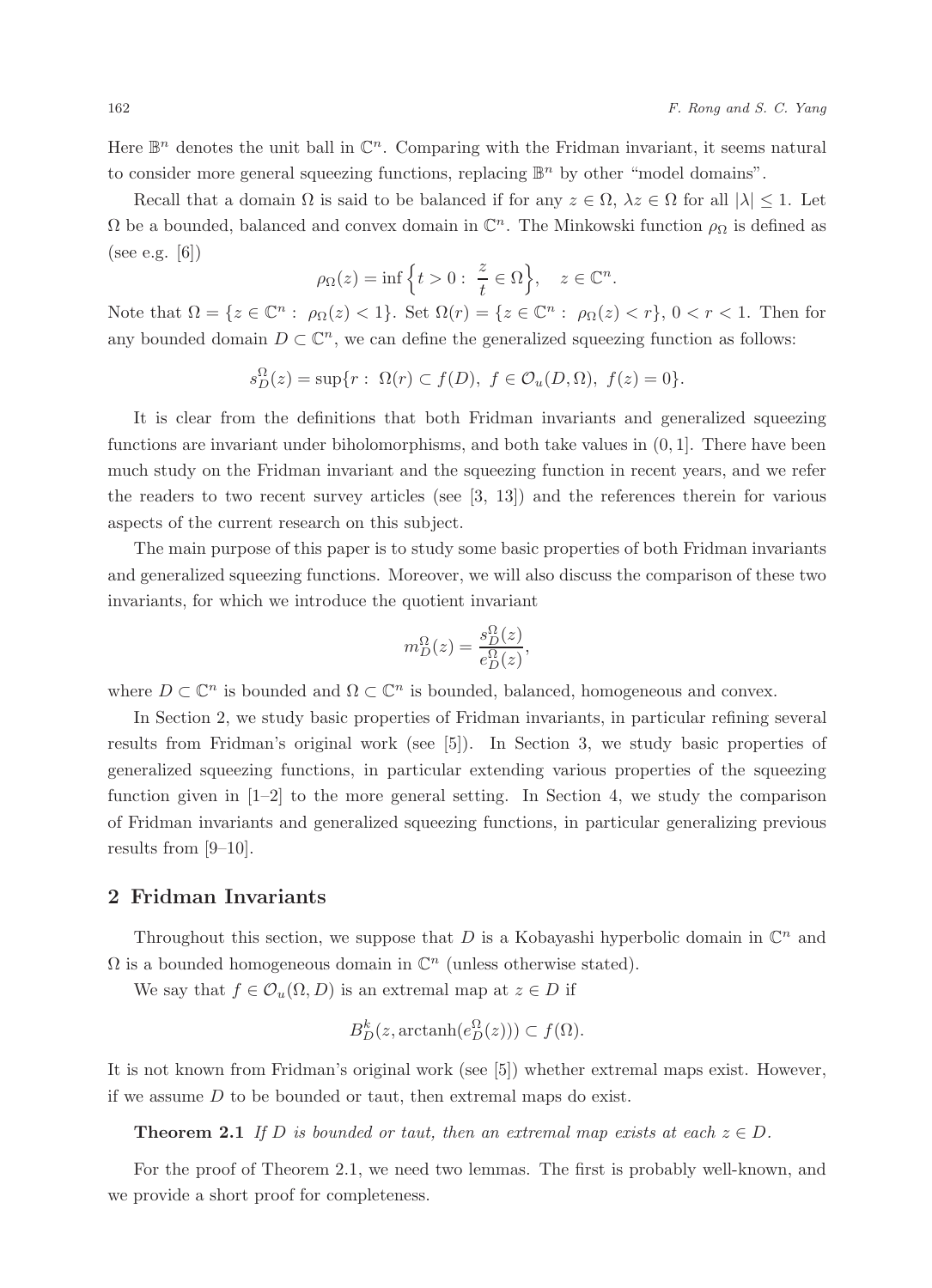Here $\mathbb{B}^n$ denotes the unit ball in $\mathbb{C}^n$. Comparing with the Fridman invariant, it seems natural to consider more general squeezing functions, replacing $\mathbb{B}^n$ by other "model domains".

Recall that a domain $\Omega$ is said to be balanced if for any $z \in \Omega$, $\lambda z \in \Omega$ for all $|\lambda| \leq 1$. Let $\Omega$ be a bounded, balanced and convex domain in $\mathbb{C}^n$. The Minkowski function $\rho_\Omega$ is defined as (see e.g. [6])

$$\rho_\Omega(z) = \inf\Big\{t > 0 : \frac{z}{t} \in \Omega\Big\}, \quad z \in \mathbb{C}^n.$$

Note that $\Omega = \{z \in \mathbb{C}^n : \rho_\Omega(z) < 1\}$. Set $\Omega(r) = \{z \in \mathbb{C}^n : \rho_\Omega(z) < r\}$, $0 < r < 1$. Then for any bounded domain $D \subset \mathbb{C}^n$, we can define the generalized squeezing function as follows:

$$s_D^\Omega(z) = \sup\{r : \Omega(r) \subset f(D),\ f \in \mathcal{O}_u(D, \Omega),\ f(z) = 0\}.$$

It is clear from the definitions that both Fridman invariants and generalized squeezing functions are invariant under biholomorphisms, and both take values in $(0, 1]$. There have been much study on the Fridman invariant and the squeezing function in recent years, and we refer the readers to two recent survey articles (see [3, 13]) and the references therein for various aspects of the current research on this subject.

The main purpose of this paper is to study some basic properties of both Fridman invariants and generalized squeezing functions. Moreover, we will also discuss the comparison of these two invariants, for which we introduce the quotient invariant

$$m_D^\Omega(z) = \frac{s_D^\Omega(z)}{e_D^\Omega(z)},$$

where $D \subset \mathbb{C}^n$ is bounded and $\Omega \subset \mathbb{C}^n$ is bounded, balanced, homogeneous and convex.

In Section 2, we study basic properties of Fridman invariants, in particular refining several results from Fridman's original work (see [5]). In Section 3, we study basic properties of generalized squeezing functions, in particular extending various properties of the squeezing function given in [1–2] to the more general setting. In Section 4, we study the comparison of Fridman invariants and generalized squeezing functions, in particular generalizing previous results from [9–10].

## 2 Fridman Invariants

Throughout this section, we suppose that $D$ is a Kobayashi hyperbolic domain in $\mathbb{C}^n$ and $\Omega$ is a bounded homogeneous domain in $\mathbb{C}^n$ (unless otherwise stated).

We say that $f \in \mathcal{O}_u(\Omega, D)$ is an extremal map at $z \in D$ if

$$B_D^k(z, \operatorname{arctanh}(e_D^\Omega(z))) \subset f(\Omega).$$

It is not known from Fridman's original work (see [5]) whether extremal maps exist. However, if we assume $D$ to be bounded or taut, then extremal maps do exist.

**Theorem 2.1** *If $D$ is bounded or taut, then an extremal map exists at each $z \in D$.*

For the proof of Theorem 2.1, we need two lemmas. The first is probably well-known, and we provide a short proof for completeness.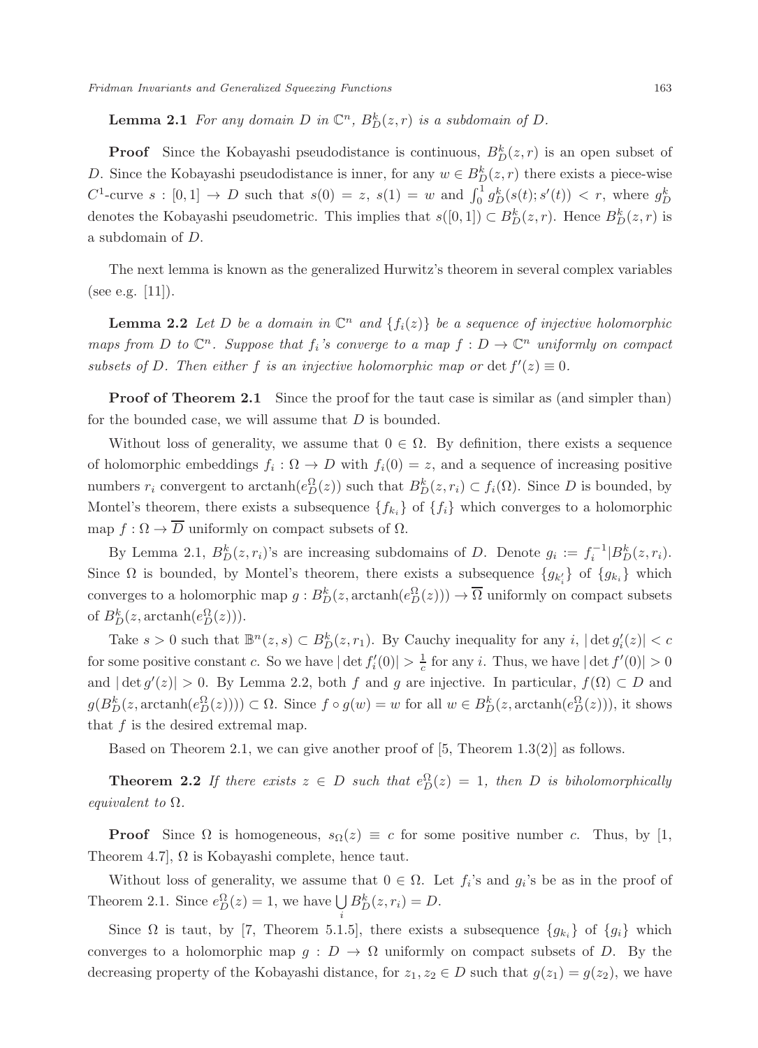**Lemma 2.1** *For any domain $D$ in $\mathbb{C}^n$, $B^k_D(z,r)$ is a subdomain of $D$.*

**Proof** Since the Kobayashi pseudodistance is continuous, $B^k_D(z,r)$ is an open subset of $D$. Since the Kobayashi pseudodistance is inner, for any $w \in B^k_D(z,r)$ there exists a piece-wise $C^1$-curve $s : [0,1] \to D$ such that $s(0) = z$, $s(1) = w$ and $\int_0^1 g^k_D(s(t); s'(t)) < r$, where $g^k_D$ denotes the Kobayashi pseudometric. This implies that $s([0,1]) \subset B^k_D(z,r)$. Hence $B^k_D(z,r)$ is a subdomain of $D$.

The next lemma is known as the generalized Hurwitz's theorem in several complex variables (see e.g. [11]).

**Lemma 2.2** *Let $D$ be a domain in $\mathbb{C}^n$ and $\{f_i(z)\}$ be a sequence of injective holomorphic maps from $D$ to $\mathbb{C}^n$. Suppose that $f_i$'s converge to a map $f : D \to \mathbb{C}^n$ uniformly on compact subsets of $D$. Then either $f$ is an injective holomorphic map or $\det f'(z) \equiv 0$.*

**Proof of Theorem 2.1** Since the proof for the taut case is similar as (and simpler than) for the bounded case, we will assume that $D$ is bounded.

Without loss of generality, we assume that $0 \in \Omega$. By definition, there exists a sequence of holomorphic embeddings $f_i : \Omega \to D$ with $f_i(0) = z$, and a sequence of increasing positive numbers $r_i$ convergent to $\operatorname{arctanh}(e^\Omega_D(z))$ such that $B^k_D(z, r_i) \subset f_i(\Omega)$. Since $D$ is bounded, by Montel's theorem, there exists a subsequence $\{f_{k_i}\}$ of $\{f_i\}$ which converges to a holomorphic map $f : \Omega \to \overline{D}$ uniformly on compact subsets of $\Omega$.

By Lemma 2.1, $B^k_D(z, r_i)$'s are increasing subdomains of $D$. Denote $g_i := f_i^{-1}|B^k_D(z, r_i)$. Since $\Omega$ is bounded, by Montel's theorem, there exists a subsequence $\{g_{k'_i}\}$ of $\{g_{k_i}\}$ which converges to a holomorphic map $g : B^k_D(z, \operatorname{arctanh}(e^\Omega_D(z))) \to \overline{\Omega}$ uniformly on compact subsets of $B^k_D(z, \operatorname{arctanh}(e^\Omega_D(z)))$.

Take $s > 0$ such that $\mathbb{B}^n(z,s) \subset B^k_D(z, r_1)$. By Cauchy inequality for any $i$, $|\det g'_i(z)| < c$ for some positive constant $c$. So we have $|\det f'_i(0)| > \frac{1}{c}$ for any $i$. Thus, we have $|\det f'(0)| > 0$ and $|\det g'(z)| > 0$. By Lemma 2.2, both $f$ and $g$ are injective. In particular, $f(\Omega) \subset D$ and $g(B^k_D(z, \operatorname{arctanh}(e^\Omega_D(z)))) \subset \Omega$. Since $f \circ g(w) = w$ for all $w \in B^k_D(z, \operatorname{arctanh}(e^\Omega_D(z)))$, it shows that $f$ is the desired extremal map.

Based on Theorem 2.1, we can give another proof of [5, Theorem 1.3(2)] as follows.

**Theorem 2.2** *If there exists $z \in D$ such that $e^\Omega_D(z) = 1$, then $D$ is biholomorphically equivalent to $\Omega$.*

**Proof** Since $\Omega$ is homogeneous, $s_\Omega(z) \equiv c$ for some positive number $c$. Thus, by [1, Theorem 4.7], $\Omega$ is Kobayashi complete, hence taut.

Without loss of generality, we assume that $0 \in \Omega$. Let $f_i$'s and $g_i$'s be as in the proof of Theorem 2.1. Since $e^\Omega_D(z) = 1$, we have $\bigcup_i B^k_D(z, r_i) = D$.

Since $\Omega$ is taut, by [7, Theorem 5.1.5], there exists a subsequence $\{g_{k_i}\}$ of $\{g_i\}$ which converges to a holomorphic map $g : D \to \Omega$ uniformly on compact subsets of $D$. By the decreasing property of the Kobayashi distance, for $z_1, z_2 \in D$ such that $g(z_1) = g(z_2)$, we have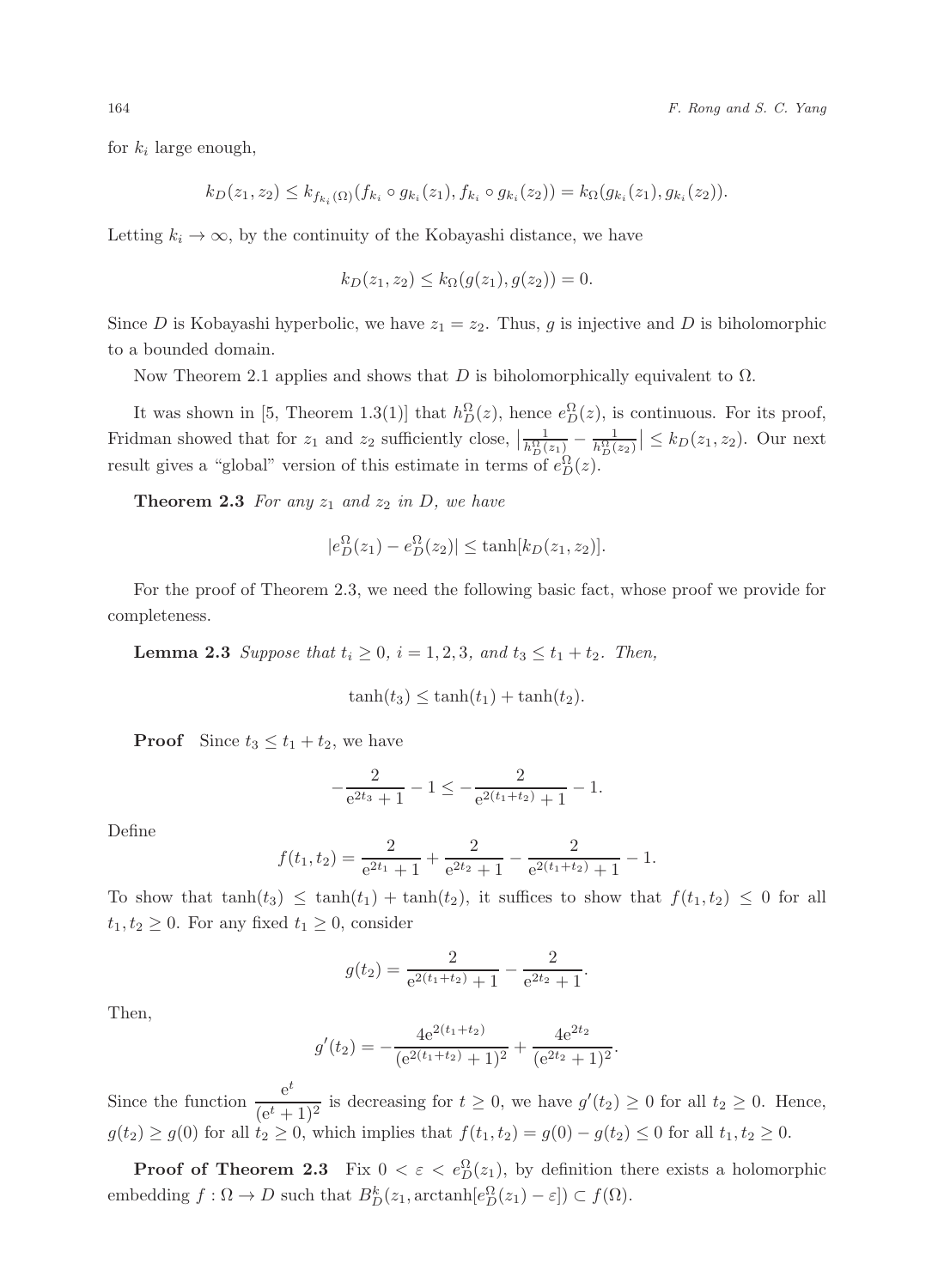for $k_i$ large enough,

$$k_D(z_1, z_2) \leq k_{f_{k_i}(\Omega)}(f_{k_i} \circ g_{k_i}(z_1), f_{k_i} \circ g_{k_i}(z_2)) = k_\Omega(g_{k_i}(z_1), g_{k_i}(z_2)).$$

Letting $k_i \to \infty$, by the continuity of the Kobayashi distance, we have

$$k_D(z_1, z_2) \leq k_\Omega(g(z_1), g(z_2)) = 0.$$

Since $D$ is Kobayashi hyperbolic, we have $z_1 = z_2$. Thus, $g$ is injective and $D$ is biholomorphic to a bounded domain.

Now Theorem 2.1 applies and shows that $D$ is biholomorphically equivalent to $\Omega$.

It was shown in [5, Theorem 1.3(1)] that $h_D^\Omega(z)$, hence $e_D^\Omega(z)$, is continuous. For its proof, Fridman showed that for $z_1$ and $z_2$ sufficiently close, $\left|\frac{1}{h_D^\Omega(z_1)} - \frac{1}{h_D^\Omega(z_2)}\right| \leq k_D(z_1, z_2)$. Our next result gives a "global" version of this estimate in terms of $e_D^\Omega(z)$.

**Theorem 2.3** *For any $z_1$ and $z_2$ in $D$, we have*

$$|e_D^\Omega(z_1) - e_D^\Omega(z_2)| \leq \tanh[k_D(z_1, z_2)].$$

For the proof of Theorem 2.3, we need the following basic fact, whose proof we provide for completeness.

**Lemma 2.3** *Suppose that $t_i \geq 0$, $i = 1, 2, 3$, and $t_3 \leq t_1 + t_2$. Then,*

$$\tanh(t_3) \leq \tanh(t_1) + \tanh(t_2).$$

**Proof** Since $t_3 \leq t_1 + t_2$, we have

$$-\frac{2}{\mathrm{e}^{2t_3} + 1} - 1 \leq -\frac{2}{\mathrm{e}^{2(t_1+t_2)} + 1} - 1.$$

Define

$$f(t_1, t_2) = \frac{2}{\mathrm{e}^{2t_1} + 1} + \frac{2}{\mathrm{e}^{2t_2} + 1} - \frac{2}{\mathrm{e}^{2(t_1+t_2)} + 1} - 1.$$

To show that $\tanh(t_3) \leq \tanh(t_1) + \tanh(t_2)$, it suffices to show that $f(t_1, t_2) \leq 0$ for all $t_1, t_2 \geq 0$. For any fixed $t_1 \geq 0$, consider

$$g(t_2) = \frac{2}{\mathrm{e}^{2(t_1+t_2)} + 1} - \frac{2}{\mathrm{e}^{2t_2} + 1}.$$

Then,

$$g'(t_2) = -\frac{4\mathrm{e}^{2(t_1+t_2)}}{(\mathrm{e}^{2(t_1+t_2)} + 1)^2} + \frac{4\mathrm{e}^{2t_2}}{(\mathrm{e}^{2t_2} + 1)^2}.$$

Since the function $\dfrac{\mathrm{e}^t}{(\mathrm{e}^t + 1)^2}$ is decreasing for $t \geq 0$, we have $g'(t_2) \geq 0$ for all $t_2 \geq 0$. Hence, $g(t_2) \geq g(0)$ for all $t_2 \geq 0$, which implies that $f(t_1, t_2) = g(0) - g(t_2) \leq 0$ for all $t_1, t_2 \geq 0$.

**Proof of Theorem 2.3** Fix $0 < \varepsilon < e_D^\Omega(z_1)$, by definition there exists a holomorphic embedding $f : \Omega \to D$ such that $B_D^k(z_1, \operatorname{arctanh}[e_D^\Omega(z_1) - \varepsilon]) \subset f(\Omega)$.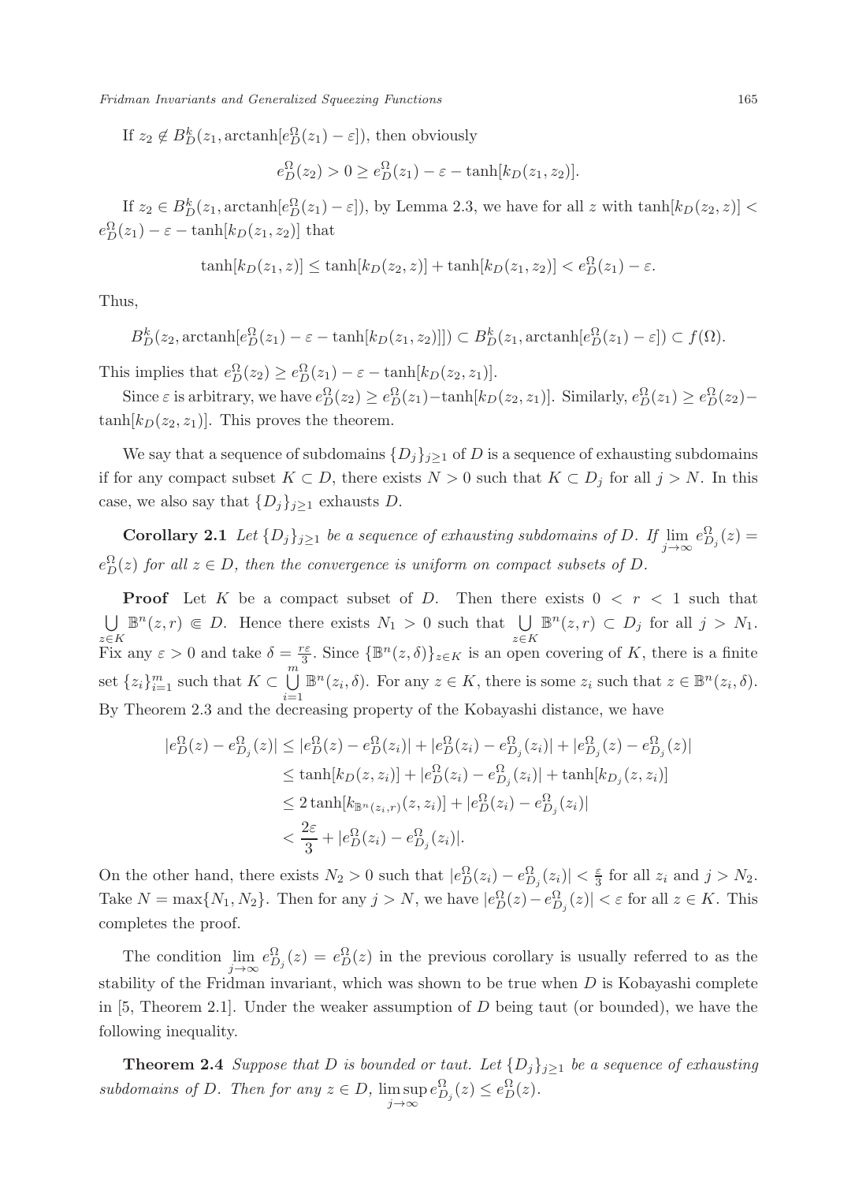If $z_2 \notin B^k_D(z_1, \operatorname{arctanh}[e^\Omega_D(z_1) - \varepsilon])$, then obviously

$$e^\Omega_D(z_2) > 0 \geq e^\Omega_D(z_1) - \varepsilon - \tanh[k_D(z_1, z_2)].$$

If $z_2 \in B^k_D(z_1, \operatorname{arctanh}[e^\Omega_D(z_1) - \varepsilon])$, by Lemma 2.3, we have for all $z$ with $\tanh[k_D(z_2, z)] < e^\Omega_D(z_1) - \varepsilon - \tanh[k_D(z_1, z_2)]$ that

$$\tanh[k_D(z_1, z)] \leq \tanh[k_D(z_2, z)] + \tanh[k_D(z_1, z_2)] < e^\Omega_D(z_1) - \varepsilon.$$

Thus,

$$B^k_D(z_2, \operatorname{arctanh}[e^\Omega_D(z_1) - \varepsilon - \tanh[k_D(z_1, z_2)]]) \subset B^k_D(z_1, \operatorname{arctanh}[e^\Omega_D(z_1) - \varepsilon]) \subset f(\Omega).$$

This implies that $e^\Omega_D(z_2) \geq e^\Omega_D(z_1) - \varepsilon - \tanh[k_D(z_2, z_1)]$.

Since $\varepsilon$ is arbitrary, we have $e^\Omega_D(z_2) \geq e^\Omega_D(z_1) - \tanh[k_D(z_2, z_1)]$. Similarly, $e^\Omega_D(z_1) \geq e^\Omega_D(z_2) - \tanh[k_D(z_2, z_1)]$. This proves the theorem.

We say that a sequence of subdomains $\{D_j\}_{j\geq 1}$ of $D$ is a sequence of exhausting subdomains if for any compact subset $K \subset D$, there exists $N > 0$ such that $K \subset D_j$ for all $j > N$. In this case, we also say that $\{D_j\}_{j\geq 1}$ exhausts $D$.

**Corollary 2.1** *Let $\{D_j\}_{j\geq 1}$ be a sequence of exhausting subdomains of $D$. If $\lim_{j\to\infty} e^\Omega_{D_j}(z) = e^\Omega_D(z)$ for all $z \in D$, then the convergence is uniform on compact subsets of $D$.*

**Proof** Let $K$ be a compact subset of $D$. Then there exists $0 < r < 1$ such that $\bigcup_{z\in K} \mathbb{B}^n(z, r) \Subset D$. Hence there exists $N_1 > 0$ such that $\bigcup_{z\in K} \mathbb{B}^n(z, r) \subset D_j$ for all $j > N_1$. Fix any $\varepsilon > 0$ and take $\delta = \frac{r\varepsilon}{3}$. Since $\{\mathbb{B}^n(z, \delta)\}_{z\in K}$ is an open covering of $K$, there is a finite set $\{z_i\}_{i=1}^m$ such that $K \subset \bigcup_{i=1}^m \mathbb{B}^n(z_i, \delta)$. For any $z \in K$, there is some $z_i$ such that $z \in \mathbb{B}^n(z_i, \delta)$. By Theorem 2.3 and the decreasing property of the Kobayashi distance, we have

$$\begin{aligned}
|e^\Omega_D(z) - e^\Omega_{D_j}(z)| &\leq |e^\Omega_D(z) - e^\Omega_D(z_i)| + |e^\Omega_D(z_i) - e^\Omega_{D_j}(z_i)| + |e^\Omega_{D_j}(z) - e^\Omega_{D_j}(z)| \\
&\leq \tanh[k_D(z, z_i)] + |e^\Omega_D(z_i) - e^\Omega_{D_j}(z_i)| + \tanh[k_{D_j}(z, z_i)] \\
&\leq 2\tanh[k_{\mathbb{B}^n(z_i, r)}(z, z_i)] + |e^\Omega_D(z_i) - e^\Omega_{D_j}(z_i)| \\
&< \frac{2\varepsilon}{3} + |e^\Omega_D(z_i) - e^\Omega_{D_j}(z_i)|.
\end{aligned}$$

On the other hand, there exists $N_2 > 0$ such that $|e^\Omega_D(z_i) - e^\Omega_{D_j}(z_i)| < \frac{\varepsilon}{3}$ for all $z_i$ and $j > N_2$. Take $N = \max\{N_1, N_2\}$. Then for any $j > N$, we have $|e^\Omega_D(z) - e^\Omega_{D_j}(z)| < \varepsilon$ for all $z \in K$. This completes the proof.

The condition $\lim_{j\to\infty} e^\Omega_{D_j}(z) = e^\Omega_D(z)$ in the previous corollary is usually referred to as the stability of the Fridman invariant, which was shown to be true when $D$ is Kobayashi complete in [5, Theorem 2.1]. Under the weaker assumption of $D$ being taut (or bounded), we have the following inequality.

**Theorem 2.4** *Suppose that $D$ is bounded or taut. Let $\{D_j\}_{j\geq 1}$ be a sequence of exhausting subdomains of $D$. Then for any $z \in D$, $\limsup_{j\to\infty} e^\Omega_{D_j}(z) \leq e^\Omega_D(z)$.*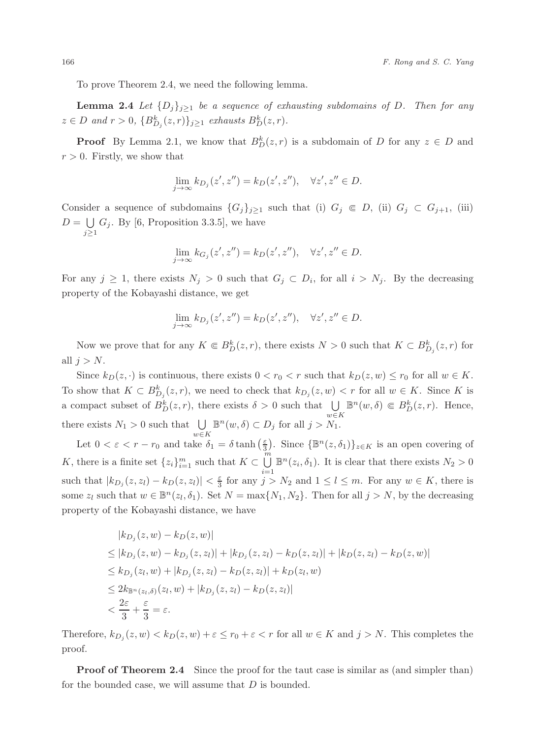To prove Theorem 2.4, we need the following lemma.

**Lemma 2.4** *Let $\{D_j\}_{j\geq 1}$ be a sequence of exhausting subdomains of $D$. Then for any $z \in D$ and $r > 0$, $\{B^k_{D_j}(z,r)\}_{j\geq 1}$ exhausts $B^k_D(z,r)$.*

**Proof** By Lemma 2.1, we know that $B^k_D(z,r)$ is a subdomain of $D$ for any $z \in D$ and $r > 0$. Firstly, we show that

$$\lim_{j\to\infty} k_{D_j}(z', z'') = k_D(z', z''), \quad \forall z', z'' \in D.$$

Consider a sequence of subdomains $\{G_j\}_{j\geq 1}$ such that (i) $G_j \Subset D$, (ii) $G_j \subset G_{j+1}$, (iii) $D = \bigcup\limits_{j\geq 1} G_j$. By [6, Proposition 3.3.5], we have

$$\lim_{j\to\infty} k_{G_j}(z', z'') = k_D(z', z''), \quad \forall z', z'' \in D.$$

For any $j \geq 1$, there exists $N_j > 0$ such that $G_j \subset D_i$, for all $i > N_j$. By the decreasing property of the Kobayashi distance, we get

$$\lim_{j\to\infty} k_{D_j}(z', z'') = k_D(z', z''), \quad \forall z', z'' \in D.$$

Now we prove that for any $K \Subset B^k_D(z,r)$, there exists $N > 0$ such that $K \subset B^k_{D_j}(z,r)$ for all $j > N$.

Since $k_D(z,\cdot)$ is continuous, there exists $0 < r_0 < r$ such that $k_D(z,w) \leq r_0$ for all $w \in K$. To show that $K \subset B^k_{D_j}(z,r)$, we need to check that $k_{D_j}(z,w) < r$ for all $w \in K$. Since $K$ is a compact subset of $B^k_D(z,r)$, there exists $\delta > 0$ such that $\bigcup\limits_{w\in K} \mathbb{B}^n(w,\delta) \Subset B^k_D(z,r)$. Hence, there exists $N_1 > 0$ such that $\bigcup\limits_{w\in K} \mathbb{B}^n(w,\delta) \subset D_j$ for all $j > N_1$.

Let $0 < \varepsilon < r - r_0$ and take $\delta_1 = \delta \tanh\left(\frac{\varepsilon}{3}\right)$. Since $\{\mathbb{B}^n(z,\delta_1)\}_{z\in K}$ is an open covering of $K$, there is a finite set $\{z_i\}_{i=1}^m$ such that $K \subset \bigcup\limits_{i=1}^m \mathbb{B}^n(z_i,\delta_1)$. It is clear that there exists $N_2 > 0$ such that $|k_{D_j}(z,z_l) - k_D(z,z_l)| < \frac{\varepsilon}{3}$ for any $j > N_2$ and $1 \leq l \leq m$. For any $w \in K$, there is some $z_l$ such that $w \in \mathbb{B}^n(z_l,\delta_1)$. Set $N = \max\{N_1, N_2\}$. Then for all $j > N$, by the decreasing property of the Kobayashi distance, we have

$$\begin{aligned}
&|k_{D_j}(z,w) - k_D(z,w)| \\
&\leq |k_{D_j}(z,w) - k_{D_j}(z,z_l)| + |k_{D_j}(z,z_l) - k_D(z,z_l)| + |k_D(z,z_l) - k_D(z,w)| \\
&\leq k_{D_j}(z_l,w) + |k_{D_j}(z,z_l) - k_D(z,z_l)| + k_D(z_l,w) \\
&\leq 2k_{\mathbb{B}^n(z_l,\delta)}(z_l,w) + |k_{D_j}(z,z_l) - k_D(z,z_l)| \\
&< \frac{2\varepsilon}{3} + \frac{\varepsilon}{3} = \varepsilon.
\end{aligned}$$

Therefore, $k_{D_j}(z,w) < k_D(z,w) + \varepsilon \leq r_0 + \varepsilon < r$ for all $w \in K$ and $j > N$. This completes the proof.

**Proof of Theorem 2.4** Since the proof for the taut case is similar as (and simpler than) for the bounded case, we will assume that $D$ is bounded.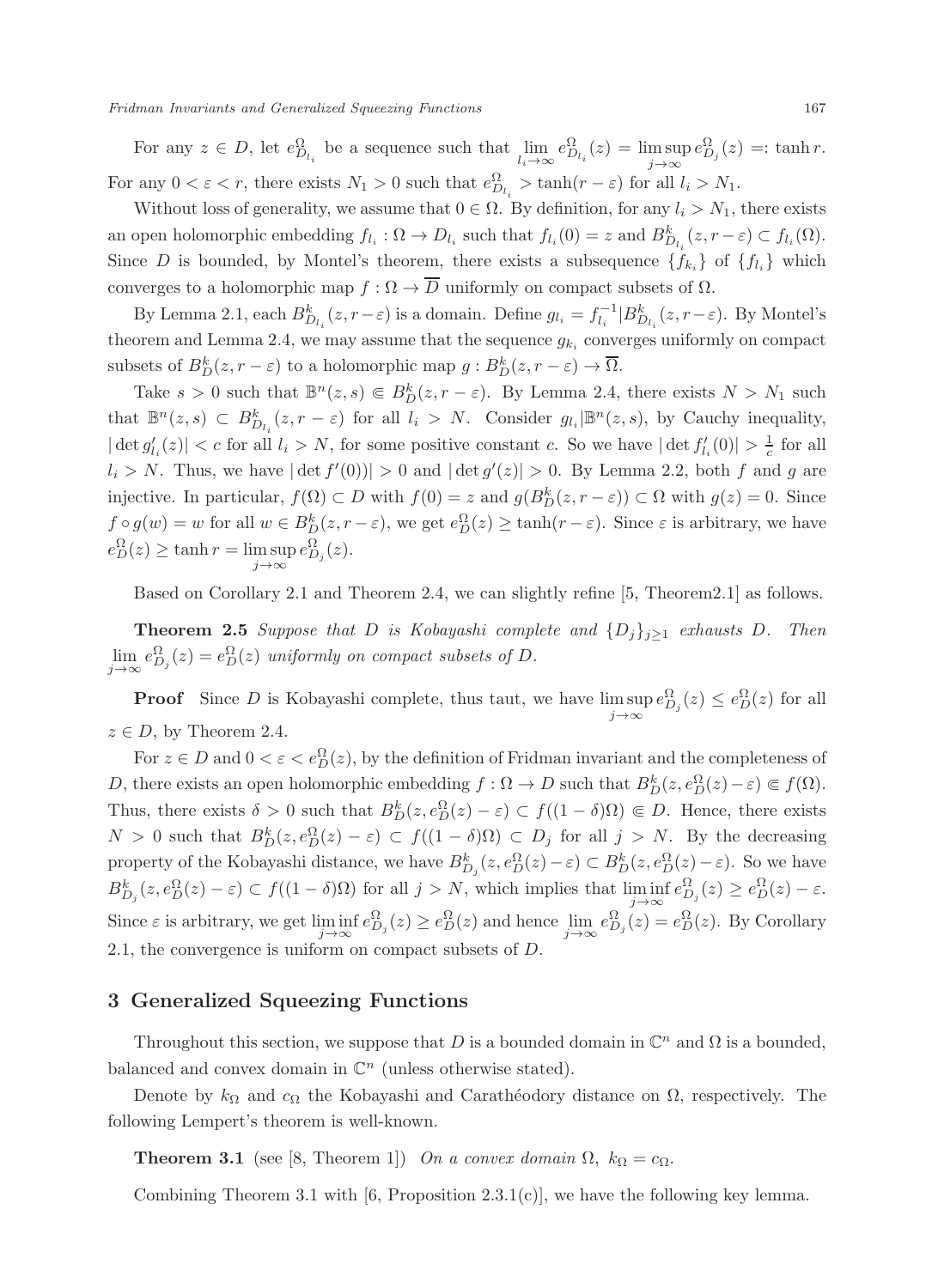For any $z \in D$, let $e^{\Omega}_{D_{l_i}}$ be a sequence such that $\lim\limits_{l_i\to\infty} e^{\Omega}_{D_{l_i}}(z) = \limsup\limits_{j\to\infty} e^{\Omega}_{D_j}(z) =: \tanh r$. For any $0 < \varepsilon < r$, there exists $N_1 > 0$ such that $e^{\Omega}_{D_{l_i}} > \tanh(r-\varepsilon)$ for all $l_i > N_1$.

Without loss of generality, we assume that $0 \in \Omega$. By definition, for any $l_i > N_1$, there exists an open holomorphic embedding $f_{l_i} : \Omega \to D_{l_i}$ such that $f_{l_i}(0) = z$ and $B^k_{D_{l_i}}(z, r-\varepsilon) \subset f_{l_i}(\Omega)$. Since $D$ is bounded, by Montel's theorem, there exists a subsequence $\{f_{k_i}\}$ of $\{f_{l_i}\}$ which converges to a holomorphic map $f : \Omega \to \overline{D}$ uniformly on compact subsets of $\Omega$.

By Lemma 2.1, each $B^k_{D_{l_i}}(z, r-\varepsilon)$ is a domain. Define $g_{l_i} = f^{-1}_{l_i}|B^k_{D_{l_i}}(z, r-\varepsilon)$. By Montel's theorem and Lemma 2.4, we may assume that the sequence $g_{k_i}$ converges uniformly on compact subsets of $B^k_D(z, r-\varepsilon)$ to a holomorphic map $g : B^k_D(z, r-\varepsilon) \to \overline{\Omega}$.

Take $s > 0$ such that $\mathbb{B}^n(z, s) \Subset B^k_D(z, r-\varepsilon)$. By Lemma 2.4, there exists $N > N_1$ such that $\mathbb{B}^n(z, s) \subset B^k_{D_{l_i}}(z, r-\varepsilon)$ for all $l_i > N$. Consider $g_{l_i}|\mathbb{B}^n(z, s)$, by Cauchy inequality, $|\det g'_{l_i}(z)| < c$ for all $l_i > N$, for some positive constant $c$. So we have $|\det f'_{l_i}(0)| > \frac{1}{c}$ for all $l_i > N$. Thus, we have $|\det f'(0))| > 0$ and $|\det g'(z)| > 0$. By Lemma 2.2, both $f$ and $g$ are injective. In particular, $f(\Omega) \subset D$ with $f(0) = z$ and $g(B^k_D(z, r-\varepsilon)) \subset \Omega$ with $g(z) = 0$. Since $f \circ g(w) = w$ for all $w \in B^k_D(z, r-\varepsilon)$, we get $e^{\Omega}_D(z) \geq \tanh(r-\varepsilon)$. Since $\varepsilon$ is arbitrary, we have $e^{\Omega}_D(z) \geq \tanh r = \limsup\limits_{j\to\infty} e^{\Omega}_{D_j}(z)$.

Based on Corollary 2.1 and Theorem 2.4, we can slightly refine [5, Theorem2.1] as follows.

**Theorem 2.5** *Suppose that $D$ is Kobayashi complete and $\{D_j\}_{j\geq 1}$ exhausts $D$. Then $\lim\limits_{j\to\infty} e^{\Omega}_{D_j}(z) = e^{\Omega}_D(z)$ uniformly on compact subsets of $D$.*

**Proof** Since $D$ is Kobayashi complete, thus taut, we have $\limsup\limits_{j\to\infty} e^{\Omega}_{D_j}(z) \leq e^{\Omega}_D(z)$ for all $z \in D$, by Theorem 2.4.

For $z \in D$ and $0 < \varepsilon < e^{\Omega}_D(z)$, by the definition of Fridman invariant and the completeness of $D$, there exists an open holomorphic embedding $f : \Omega \to D$ such that $B^k_D(z, e^{\Omega}_D(z) - \varepsilon) \Subset f(\Omega)$. Thus, there exists $\delta > 0$ such that $B^k_D(z, e^{\Omega}_D(z) - \varepsilon) \subset f((1-\delta)\Omega) \Subset D$. Hence, there exists $N > 0$ such that $B^k_D(z, e^{\Omega}_D(z) - \varepsilon) \subset f((1-\delta)\Omega) \subset D_j$ for all $j > N$. By the decreasing property of the Kobayashi distance, we have $B^k_{D_j}(z, e^{\Omega}_D(z) - \varepsilon) \subset B^k_D(z, e^{\Omega}_D(z) - \varepsilon)$. So we have $B^k_{D_j}(z, e^{\Omega}_D(z) - \varepsilon) \subset f((1-\delta)\Omega)$ for all $j > N$, which implies that $\liminf\limits_{j\to\infty} e^{\Omega}_{D_j}(z) \geq e^{\Omega}_D(z) - \varepsilon$. Since $\varepsilon$ is arbitrary, we get $\liminf\limits_{j\to\infty} e^{\Omega}_{D_j}(z) \geq e^{\Omega}_D(z)$ and hence $\lim\limits_{j\to\infty} e^{\Omega}_{D_j}(z) = e^{\Omega}_D(z)$. By Corollary 2.1, the convergence is uniform on compact subsets of $D$.

## 3 Generalized Squeezing Functions

Throughout this section, we suppose that $D$ is a bounded domain in $\mathbb{C}^n$ and $\Omega$ is a bounded, balanced and convex domain in $\mathbb{C}^n$ (unless otherwise stated).

Denote by $k_\Omega$ and $c_\Omega$ the Kobayashi and Carathéodory distance on $\Omega$, respectively. The following Lempert's theorem is well-known.

**Theorem 3.1** (see [8, Theorem 1]) *On a convex domain $\Omega$, $k_\Omega = c_\Omega$.*

Combining Theorem 3.1 with [6, Proposition 2.3.1(c)], we have the following key lemma.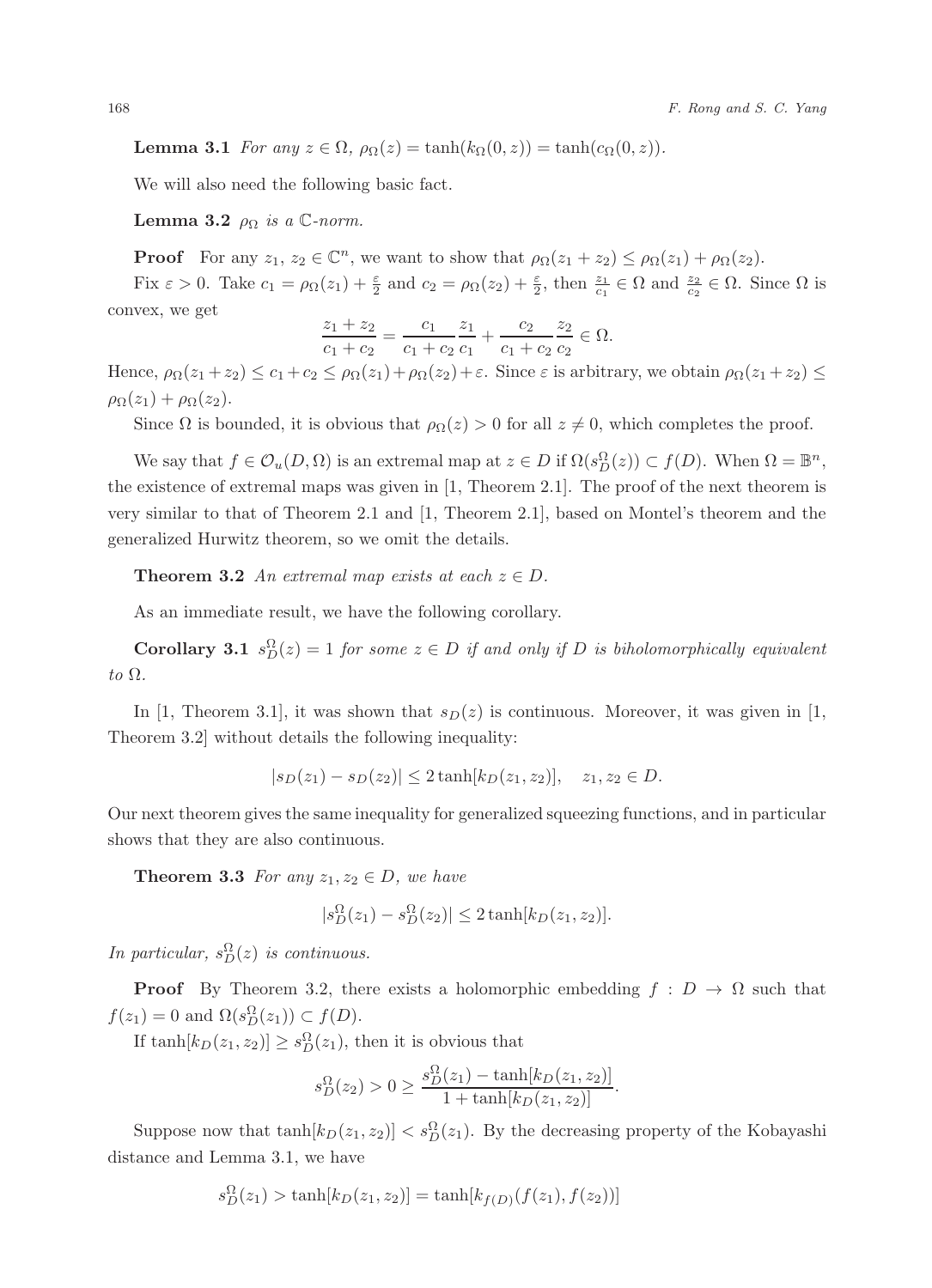**Lemma 3.1** *For any $z \in \Omega$, $\rho_\Omega(z) = \tanh(k_\Omega(0, z)) = \tanh(c_\Omega(0, z))$.*

We will also need the following basic fact.

**Lemma 3.2** *$\rho_\Omega$ is a $\mathbb{C}$-norm.*

**Proof** For any $z_1$, $z_2 \in \mathbb{C}^n$, we want to show that $\rho_\Omega(z_1 + z_2) \le \rho_\Omega(z_1) + \rho_\Omega(z_2)$.

Fix $\varepsilon > 0$. Take $c_1 = \rho_\Omega(z_1) + \frac{\varepsilon}{2}$ and $c_2 = \rho_\Omega(z_2) + \frac{\varepsilon}{2}$, then $\frac{z_1}{c_1} \in \Omega$ and $\frac{z_2}{c_2} \in \Omega$. Since $\Omega$ is convex, we get

$$\frac{z_1 + z_2}{c_1 + c_2} = \frac{c_1}{c_1 + c_2}\frac{z_1}{c_1} + \frac{c_2}{c_1 + c_2}\frac{z_2}{c_2} \in \Omega.$$

Hence, $\rho_\Omega(z_1+z_2) \le c_1+c_2 \le \rho_\Omega(z_1)+\rho_\Omega(z_2)+\varepsilon$. Since $\varepsilon$ is arbitrary, we obtain $\rho_\Omega(z_1+z_2) \le \rho_\Omega(z_1) + \rho_\Omega(z_2)$.

Since $\Omega$ is bounded, it is obvious that $\rho_\Omega(z) > 0$ for all $z \ne 0$, which completes the proof.

We say that $f \in \mathcal{O}_u(D, \Omega)$ is an extremal map at $z \in D$ if $\Omega(s_D^\Omega(z)) \subset f(D)$. When $\Omega = \mathbb{B}^n$, the existence of extremal maps was given in [1, Theorem 2.1]. The proof of the next theorem is very similar to that of Theorem 2.1 and [1, Theorem 2.1], based on Montel's theorem and the generalized Hurwitz theorem, so we omit the details.

**Theorem 3.2** *An extremal map exists at each $z \in D$.*

As an immediate result, we have the following corollary.

**Corollary 3.1** *$s_D^\Omega(z) = 1$ for some $z \in D$ if and only if $D$ is biholomorphically equivalent to $\Omega$.*

In [1, Theorem 3.1], it was shown that $s_D(z)$ is continuous. Moreover, it was given in [1, Theorem 3.2] without details the following inequality:

$$|s_D(z_1) - s_D(z_2)| \le 2\tanh[k_D(z_1, z_2)], \quad z_1, z_2 \in D.$$

Our next theorem gives the same inequality for generalized squeezing functions, and in particular shows that they are also continuous.

**Theorem 3.3** *For any $z_1, z_2 \in D$, we have*

$$|s_D^\Omega(z_1) - s_D^\Omega(z_2)| \le 2\tanh[k_D(z_1, z_2)].$$

*In particular, $s_D^\Omega(z)$ is continuous.*

**Proof** By Theorem 3.2, there exists a holomorphic embedding $f : D \to \Omega$ such that $f(z_1) = 0$ and $\Omega(s_D^\Omega(z_1)) \subset f(D)$.

If $\tanh[k_D(z_1, z_2)] \ge s_D^\Omega(z_1)$, then it is obvious that

$$s_D^\Omega(z_2) > 0 \ge \frac{s_D^\Omega(z_1) - \tanh[k_D(z_1, z_2)]}{1 + \tanh[k_D(z_1, z_2)]}.$$

Suppose now that $\tanh[k_D(z_1, z_2)] < s_D^\Omega(z_1)$. By the decreasing property of the Kobayashi distance and Lemma 3.1, we have

$$s_D^\Omega(z_1) > \tanh[k_D(z_1, z_2)] = \tanh[k_{f(D)}(f(z_1), f(z_2))]$$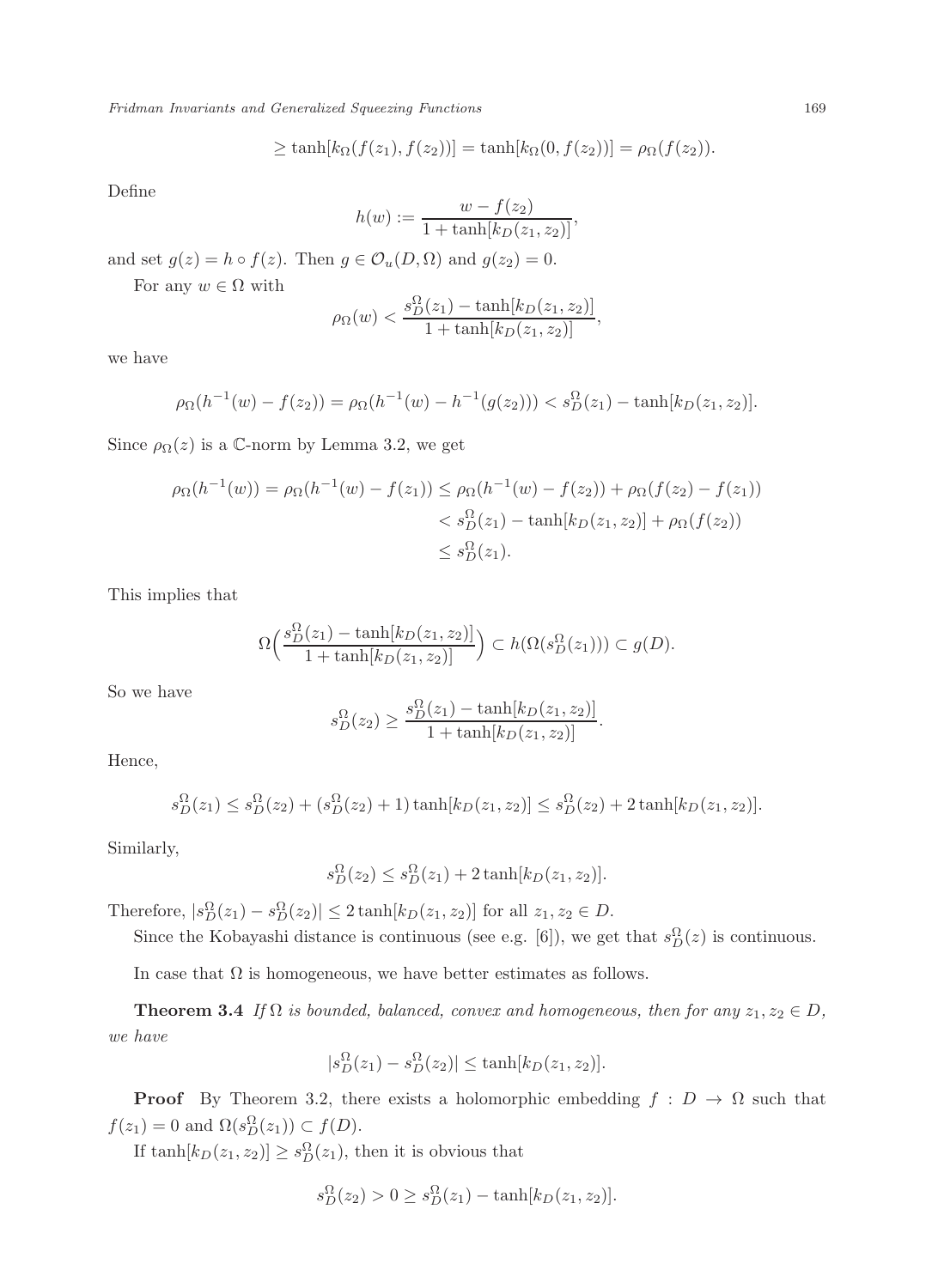$$\geq \tanh[k_\Omega(f(z_1), f(z_2))] = \tanh[k_\Omega(0, f(z_2))] = \rho_\Omega(f(z_2)).$$

Define

$$h(w) := \frac{w - f(z_2)}{1 + \tanh[k_D(z_1, z_2)]},$$

and set $g(z) = h \circ f(z)$. Then $g \in \mathcal{O}_u(D, \Omega)$ and $g(z_2) = 0$.

For any $w \in \Omega$ with

$$\rho_\Omega(w) < \frac{s_D^\Omega(z_1) - \tanh[k_D(z_1, z_2)]}{1 + \tanh[k_D(z_1, z_2)]},$$

we have

$$\rho_\Omega(h^{-1}(w) - f(z_2)) = \rho_\Omega(h^{-1}(w) - h^{-1}(g(z_2))) < s_D^\Omega(z_1) - \tanh[k_D(z_1, z_2)].$$

Since $\rho_\Omega(z)$ is a $\mathbb{C}$-norm by Lemma 3.2, we get

$$\begin{aligned}
\rho_\Omega(h^{-1}(w)) = \rho_\Omega(h^{-1}(w) - f(z_1)) &\leq \rho_\Omega(h^{-1}(w) - f(z_2)) + \rho_\Omega(f(z_2) - f(z_1)) \\
&< s_D^\Omega(z_1) - \tanh[k_D(z_1, z_2)] + \rho_\Omega(f(z_2)) \\
&\leq s_D^\Omega(z_1).
\end{aligned}$$

This implies that

$$\Omega\Big(\frac{s_D^\Omega(z_1) - \tanh[k_D(z_1, z_2)]}{1 + \tanh[k_D(z_1, z_2)]}\Big) \subset h(\Omega(s_D^\Omega(z_1))) \subset g(D).$$

So we have

$$s_D^\Omega(z_2) \geq \frac{s_D^\Omega(z_1) - \tanh[k_D(z_1, z_2)]}{1 + \tanh[k_D(z_1, z_2)]}.$$

Hence,

$$s_D^\Omega(z_1) \leq s_D^\Omega(z_2) + (s_D^\Omega(z_2) + 1)\tanh[k_D(z_1, z_2)] \leq s_D^\Omega(z_2) + 2\tanh[k_D(z_1, z_2)].$$

Similarly,

$$s_D^\Omega(z_2) \leq s_D^\Omega(z_1) + 2\tanh[k_D(z_1, z_2)].$$

Therefore, $|s_D^\Omega(z_1) - s_D^\Omega(z_2)| \leq 2\tanh[k_D(z_1, z_2)]$ for all $z_1, z_2 \in D$.

Since the Kobayashi distance is continuous (see e.g. [6]), we get that $s_D^\Omega(z)$ is continuous.

In case that $\Omega$ is homogeneous, we have better estimates as follows.

**Theorem 3.4** *If $\Omega$ is bounded, balanced, convex and homogeneous, then for any $z_1, z_2 \in D$, we have*

$$|s_D^\Omega(z_1) - s_D^\Omega(z_2)| \leq \tanh[k_D(z_1, z_2)].$$

**Proof** By Theorem 3.2, there exists a holomorphic embedding $f : D \to \Omega$ such that $f(z_1) = 0$ and $\Omega(s_D^\Omega(z_1)) \subset f(D)$.

If $\tanh[k_D(z_1, z_2)] \geq s_D^\Omega(z_1)$, then it is obvious that

$$s_D^\Omega(z_2) > 0 \geq s_D^\Omega(z_1) - \tanh[k_D(z_1, z_2)].$$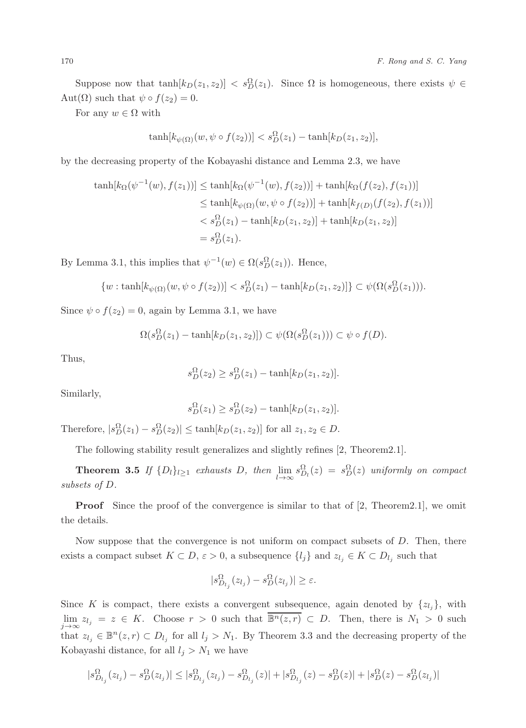Suppose now that $\tanh[k_D(z_1, z_2)] < s_D^\Omega(z_1)$. Since $\Omega$ is homogeneous, there exists $\psi \in \mathrm{Aut}(\Omega)$ such that $\psi \circ f(z_2) = 0$.

For any $w \in \Omega$ with

$$\tanh[k_{\psi(\Omega)}(w, \psi \circ f(z_2))] < s_D^\Omega(z_1) - \tanh[k_D(z_1, z_2)],$$

by the decreasing property of the Kobayashi distance and Lemma 2.3, we have

$$\begin{aligned}
\tanh[k_\Omega(\psi^{-1}(w), f(z_1))] &\leq \tanh[k_\Omega(\psi^{-1}(w), f(z_2))] + \tanh[k_\Omega(f(z_2), f(z_1))] \\
&\leq \tanh[k_{\psi(\Omega)}(w, \psi \circ f(z_2))] + \tanh[k_{f(D)}(f(z_2), f(z_1))] \\
&< s_D^\Omega(z_1) - \tanh[k_D(z_1, z_2)] + \tanh[k_D(z_1, z_2)] \\
&= s_D^\Omega(z_1).
\end{aligned}$$

By Lemma 3.1, this implies that $\psi^{-1}(w) \in \Omega(s_D^\Omega(z_1))$. Hence,

$$\{w : \tanh[k_{\psi(\Omega)}(w, \psi \circ f(z_2))] < s_D^\Omega(z_1) - \tanh[k_D(z_1, z_2)]\} \subset \psi(\Omega(s_D^\Omega(z_1))).$$

Since $\psi \circ f(z_2) = 0$, again by Lemma 3.1, we have

$$\Omega(s_D^\Omega(z_1) - \tanh[k_D(z_1, z_2)]) \subset \psi(\Omega(s_D^\Omega(z_1))) \subset \psi \circ f(D).$$

Thus,

$$s_D^\Omega(z_2) \geq s_D^\Omega(z_1) - \tanh[k_D(z_1, z_2)].$$

Similarly,

$$s_D^\Omega(z_1) \geq s_D^\Omega(z_2) - \tanh[k_D(z_1, z_2)].$$

Therefore, $|s_D^\Omega(z_1) - s_D^\Omega(z_2)| \leq \tanh[k_D(z_1, z_2)]$ for all $z_1, z_2 \in D$.

The following stability result generalizes and slightly refines [2, Theorem2.1].

**Theorem 3.5** *If $\{D_l\}_{l \geq 1}$ exhausts $D$, then $\lim\limits_{l \to \infty} s_{D_l}^\Omega(z) = s_D^\Omega(z)$ uniformly on compact subsets of $D$.*

**Proof** Since the proof of the convergence is similar to that of [2, Theorem2.1], we omit the details.

Now suppose that the convergence is not uniform on compact subsets of $D$. Then, there exists a compact subset $K \subset D$, $\varepsilon > 0$, a subsequence $\{l_j\}$ and $z_{l_j} \in K \subset D_{l_j}$ such that

$$|s_{D_{l_j}}^\Omega(z_{l_j}) - s_D^\Omega(z_{l_j})| \geq \varepsilon.$$

Since $K$ is compact, there exists a convergent subsequence, again denoted by $\{z_{l_j}\}$, with $\lim\limits_{j \to \infty} z_{l_j} = z \in K$. Choose $r > 0$ such that $\overline{\mathbb{B}^n(z, r)} \subset D$. Then, there is $N_1 > 0$ such that $z_{l_j} \in \mathbb{B}^n(z, r) \subset D_{l_j}$ for all $l_j > N_1$. By Theorem 3.3 and the decreasing property of the Kobayashi distance, for all $l_j > N_1$ we have

$$|s_{D_{l_j}}^\Omega(z_{l_j}) - s_D^\Omega(z_{l_j})| \leq |s_{D_{l_j}}^\Omega(z_{l_j}) - s_{D_{l_j}}^\Omega(z)| + |s_{D_{l_j}}^\Omega(z) - s_D^\Omega(z)| + |s_D^\Omega(z) - s_D^\Omega(z_{l_j})|$$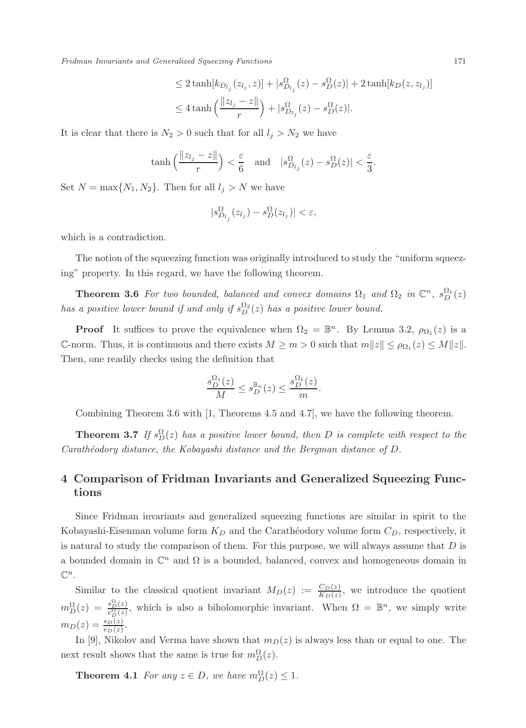$$\leq 2\tanh[k_{D_{l_j}}(z_{l_j}, z)] + |s^{\Omega}_{D_{l_j}}(z) - s^{\Omega}_D(z)| + 2\tanh[k_D(z, z_{l_j})]$$

$$\leq 4\tanh\Big(\frac{\|z_{l_j} - z\|}{r}\Big) + |s^{\Omega}_{D_{l_j}}(z) - s^{\Omega}_D(z)|.$$

It is clear that there is $N_2 > 0$ such that for all $l_j > N_2$ we have

$$\tanh\Big(\frac{\|z_{l_j} - z\|}{r}\Big) < \frac{\varepsilon}{6} \quad \text{and} \quad |s^{\Omega}_{D_{l_j}}(z) - s^{\Omega}_D(z)| < \frac{\varepsilon}{3}.$$

Set $N = \max\{N_1, N_2\}$. Then for all $l_j > N$ we have

$$|s^{\Omega}_{D_{l_j}}(z_{l_j}) - s^{\Omega}_D(z_{l_j})| < \varepsilon,$$

which is a contradiction.

The notion of the squeezing function was originally introduced to study the "uniform squeezing" property. In this regard, we have the following theorem.

**Theorem 3.6** *For two bounded, balanced and convex domains $\Omega_1$ and $\Omega_2$ in $\mathbb{C}^n$, $s^{\Omega_1}_D(z)$ has a positive lower bound if and only if $s^{\Omega_2}_D(z)$ has a positive lower bound.*

**Proof** It suffices to prove the equivalence when $\Omega_2 = \mathbb{B}^n$. By Lemma 3.2, $\rho_{\Omega_1}(z)$ is a $\mathbb{C}$-norm. Thus, it is continuous and there exists $M \geq m > 0$ such that $m\|z\| \leq \rho_{\Omega_1}(z) \leq M\|z\|$. Then, one readily checks using the definition that

$$\frac{s^{\Omega_1}_D(z)}{M} \leq s^{\mathbb{B}^n}_D(z) \leq \frac{s^{\Omega_1}_D(z)}{m}.$$

Combining Theorem 3.6 with [1, Theorems 4.5 and 4.7], we have the following theorem.

**Theorem 3.7** *If $s^{\Omega}_D(z)$ has a positive lower bound, then $D$ is complete with respect to the Carathéodory distance, the Kobayashi distance and the Bergman distance of $D$.*

## 4 Comparison of Fridman Invariants and Generalized Squeezing Functions

Since Fridman invariants and generalized squeezing functions are similar in spirit to the Kobayashi-Eisenman volume form $K_D$ and the Carathéodory volume form $C_D$, respectively, it is natural to study the comparison of them. For this purpose, we will always assume that $D$ is a bounded domain in $\mathbb{C}^n$ and $\Omega$ is a bounded, balanced, convex and homogeneous domain in $\mathbb{C}^n$.

Similar to the classical quotient invariant $M_D(z) := \frac{C_D(z)}{K_D(z)}$, we introduce the quotient $m^{\Omega}_D(z) = \frac{s^{\Omega}_D(z)}{e^{\Omega}_D(z)}$, which is also a biholomorphic invariant. When $\Omega = \mathbb{B}^n$, we simply write $m_D(z) = \frac{s_D(z)}{e_D(z)}$.

In [9], Nikolov and Verma have shown that $m_D(z)$ is always less than or equal to one. The next result shows that the same is true for $m^{\Omega}_D(z)$.

**Theorem 4.1** *For any $z \in D$, we have $m^{\Omega}_D(z) \leq 1$.*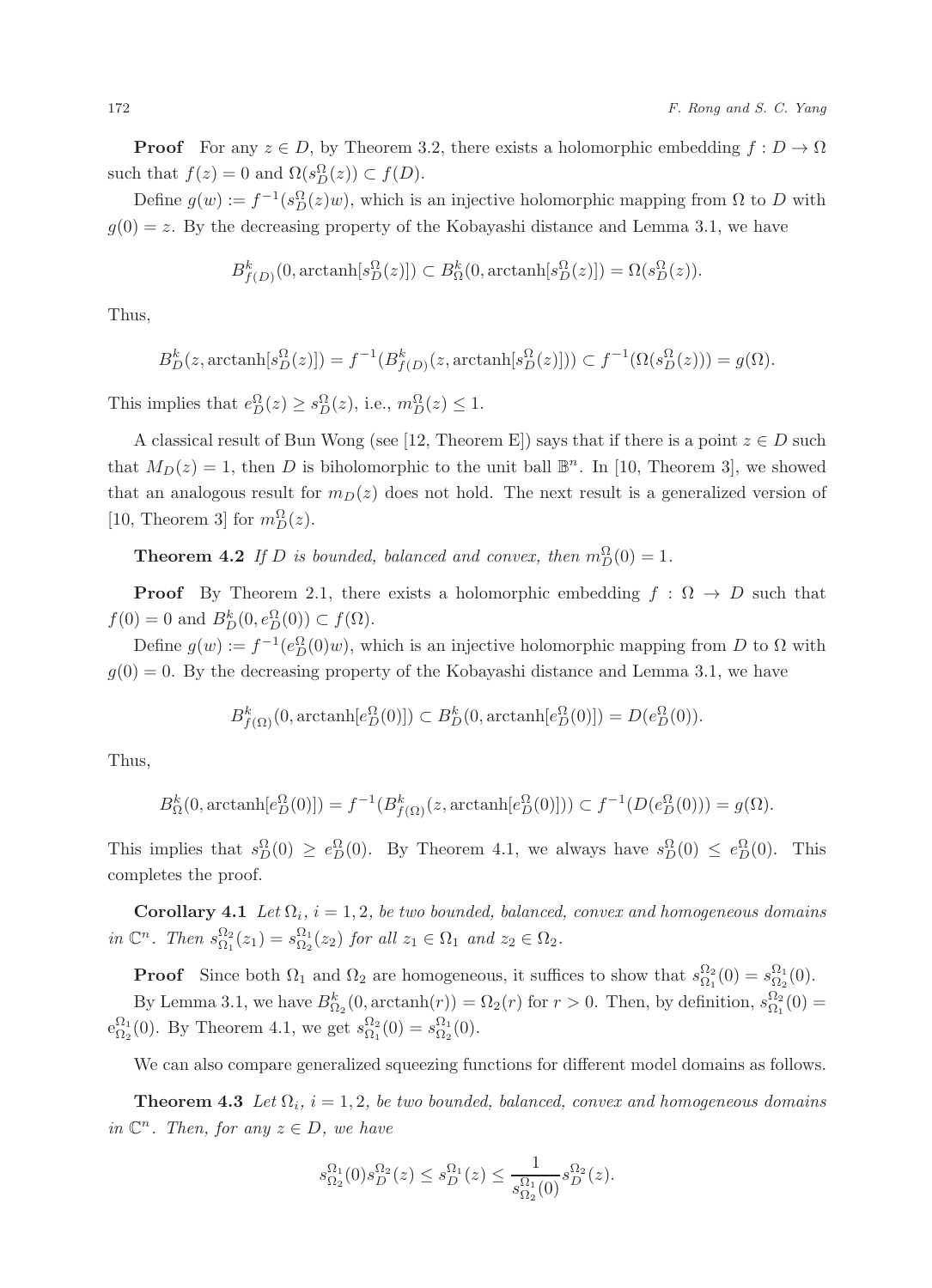**Proof** For any $z \in D$, by Theorem 3.2, there exists a holomorphic embedding $f : D \to \Omega$ such that $f(z) = 0$ and $\Omega(s_D^\Omega(z)) \subset f(D)$.

Define $g(w) := f^{-1}(s_D^\Omega(z)w)$, which is an injective holomorphic mapping from $\Omega$ to $D$ with $g(0) = z$. By the decreasing property of the Kobayashi distance and Lemma 3.1, we have

$$B^k_{f(D)}(0, \operatorname{arctanh}[s_D^\Omega(z)]) \subset B^k_\Omega(0, \operatorname{arctanh}[s_D^\Omega(z)]) = \Omega(s_D^\Omega(z)).$$

Thus,

$$B^k_D(z, \operatorname{arctanh}[s_D^\Omega(z)]) = f^{-1}(B^k_{f(D)}(z, \operatorname{arctanh}[s_D^\Omega(z)])) \subset f^{-1}(\Omega(s_D^\Omega(z))) = g(\Omega).$$

This implies that $e_D^\Omega(z) \geq s_D^\Omega(z)$, i.e., $m_D^\Omega(z) \leq 1$.

A classical result of Bun Wong (see [12, Theorem E]) says that if there is a point $z \in D$ such that $M_D(z) = 1$, then $D$ is biholomorphic to the unit ball $\mathbb{B}^n$. In [10, Theorem 3], we showed that an analogous result for $m_D(z)$ does not hold. The next result is a generalized version of [10, Theorem 3] for $m_D^\Omega(z)$.

**Theorem 4.2** *If $D$ is bounded, balanced and convex, then $m_D^\Omega(0) = 1$.*

**Proof** By Theorem 2.1, there exists a holomorphic embedding $f : \Omega \to D$ such that $f(0) = 0$ and $B^k_D(0, e_D^\Omega(0)) \subset f(\Omega)$.

Define $g(w) := f^{-1}(e_D^\Omega(0)w)$, which is an injective holomorphic mapping from $D$ to $\Omega$ with $g(0) = 0$. By the decreasing property of the Kobayashi distance and Lemma 3.1, we have

$$B^k_{f(\Omega)}(0, \operatorname{arctanh}[e_D^\Omega(0)]) \subset B^k_D(0, \operatorname{arctanh}[e_D^\Omega(0)]) = D(e_D^\Omega(0)).$$

Thus,

$$B^k_\Omega(0, \operatorname{arctanh}[e_D^\Omega(0)]) = f^{-1}(B^k_{f(\Omega)}(z, \operatorname{arctanh}[e_D^\Omega(0)])) \subset f^{-1}(D(e_D^\Omega(0))) = g(\Omega).$$

This implies that $s_D^\Omega(0) \geq e_D^\Omega(0)$. By Theorem 4.1, we always have $s_D^\Omega(0) \leq e_D^\Omega(0)$. This completes the proof.

**Corollary 4.1** *Let $\Omega_i$, $i = 1, 2$, be two bounded, balanced, convex and homogeneous domains in $\mathbb{C}^n$. Then $s_{\Omega_1}^{\Omega_2}(z_1) = s_{\Omega_2}^{\Omega_1}(z_2)$ for all $z_1 \in \Omega_1$ and $z_2 \in \Omega_2$.*

**Proof** Since both $\Omega_1$ and $\Omega_2$ are homogeneous, it suffices to show that $s_{\Omega_1}^{\Omega_2}(0) = s_{\Omega_2}^{\Omega_1}(0)$.

By Lemma 3.1, we have $B^k_{\Omega_2}(0, \operatorname{arctanh}(r)) = \Omega_2(r)$ for $r > 0$. Then, by definition, $s_{\Omega_1}^{\Omega_2}(0) = e_{\Omega_2}^{\Omega_1}(0)$. By Theorem 4.1, we get $s_{\Omega_1}^{\Omega_2}(0) = s_{\Omega_2}^{\Omega_1}(0)$.

We can also compare generalized squeezing functions for different model domains as follows.

**Theorem 4.3** *Let $\Omega_i$, $i = 1, 2$, be two bounded, balanced, convex and homogeneous domains in $\mathbb{C}^n$. Then, for any $z \in D$, we have*

$$s_{\Omega_2}^{\Omega_1}(0) s_D^{\Omega_2}(z) \leq s_D^{\Omega_1}(z) \leq \frac{1}{s_{\Omega_2}^{\Omega_1}(0)} s_D^{\Omega_2}(z).$$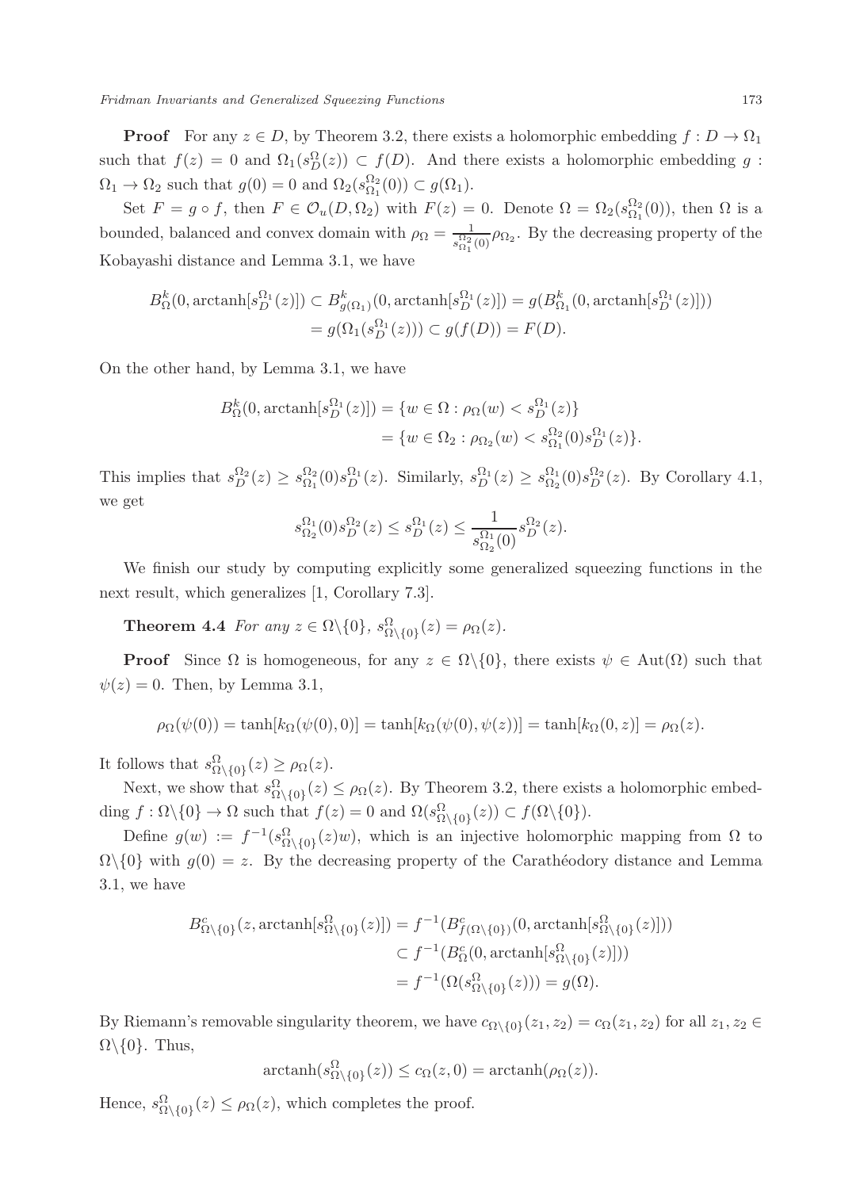**Proof** For any $z \in D$, by Theorem 3.2, there exists a holomorphic embedding $f : D \to \Omega_1$ such that $f(z) = 0$ and $\Omega_1(s_D^{\Omega}(z)) \subset f(D)$. And there exists a holomorphic embedding $g : \Omega_1 \to \Omega_2$ such that $g(0) = 0$ and $\Omega_2(s_{\Omega_1}^{\Omega_2}(0)) \subset g(\Omega_1)$.

Set $F = g \circ f$, then $F \in \mathcal{O}_u(D, \Omega_2)$ with $F(z) = 0$. Denote $\Omega = \Omega_2(s_{\Omega_1}^{\Omega_2}(0))$, then $\Omega$ is a bounded, balanced and convex domain with $\rho_\Omega = \frac{1}{s_{\Omega_1}^{\Omega_2}(0)}\rho_{\Omega_2}$. By the decreasing property of the Kobayashi distance and Lemma 3.1, we have

$$
\begin{aligned}
B_\Omega^k(0, \operatorname{arctanh}[s_D^{\Omega_1}(z)]) \subset B_{g(\Omega_1)}^k(0, \operatorname{arctanh}[s_D^{\Omega_1}(z)]) &= g(B_{\Omega_1}^k(0, \operatorname{arctanh}[s_D^{\Omega_1}(z)])) \\
&= g(\Omega_1(s_D^{\Omega_1}(z))) \subset g(f(D)) = F(D).
\end{aligned}
$$

On the other hand, by Lemma 3.1, we have

$$
\begin{aligned}
B_\Omega^k(0, \operatorname{arctanh}[s_D^{\Omega_1}(z)]) &= \{w \in \Omega : \rho_\Omega(w) < s_D^{\Omega_1}(z)\} \\
&= \{w \in \Omega_2 : \rho_{\Omega_2}(w) < s_{\Omega_1}^{\Omega_2}(0)s_D^{\Omega_1}(z)\}.
\end{aligned}
$$

This implies that $s_D^{\Omega_2}(z) \geq s_{\Omega_1}^{\Omega_2}(0)s_D^{\Omega_1}(z)$. Similarly, $s_D^{\Omega_1}(z) \geq s_{\Omega_2}^{\Omega_1}(0)s_D^{\Omega_2}(z)$. By Corollary 4.1, we get

$$
s_{\Omega_2}^{\Omega_1}(0)s_D^{\Omega_2}(z) \leq s_D^{\Omega_1}(z) \leq \frac{1}{s_{\Omega_2}^{\Omega_1}(0)}s_D^{\Omega_2}(z).
$$

We finish our study by computing explicitly some generalized squeezing functions in the next result, which generalizes [1, Corollary 7.3].

**Theorem 4.4** *For any $z \in \Omega\backslash\{0\}$, $s_{\Omega\backslash\{0\}}^{\Omega}(z) = \rho_\Omega(z)$.*

**Proof** Since $\Omega$ is homogeneous, for any $z \in \Omega\backslash\{0\}$, there exists $\psi \in \operatorname{Aut}(\Omega)$ such that $\psi(z) = 0$. Then, by Lemma 3.1,

$$
\rho_\Omega(\psi(0)) = \tanh[k_\Omega(\psi(0), 0)] = \tanh[k_\Omega(\psi(0), \psi(z))] = \tanh[k_\Omega(0, z)] = \rho_\Omega(z).
$$

It follows that $s_{\Omega\backslash\{0\}}^{\Omega}(z) \geq \rho_\Omega(z)$.

Next, we show that $s_{\Omega\backslash\{0\}}^{\Omega}(z) \leq \rho_\Omega(z)$. By Theorem 3.2, there exists a holomorphic embedding $f : \Omega\backslash\{0\} \to \Omega$ such that $f(z) = 0$ and $\Omega(s_{\Omega\backslash\{0\}}^{\Omega}(z)) \subset f(\Omega\backslash\{0\})$.

Define $g(w) := f^{-1}(s_{\Omega\backslash\{0\}}^{\Omega}(z)w)$, which is an injective holomorphic mapping from $\Omega$ to $\Omega\backslash\{0\}$ with $g(0) = z$. By the decreasing property of the Carathéodory distance and Lemma 3.1, we have

$$
\begin{aligned}
B_{\Omega\backslash\{0\}}^c(z, \operatorname{arctanh}[s_{\Omega\backslash\{0\}}^{\Omega}(z)]) &= f^{-1}(B_{f(\Omega\backslash\{0\})}^c(0, \operatorname{arctanh}[s_{\Omega\backslash\{0\}}^{\Omega}(z)])) \\
&\subset f^{-1}(B_\Omega^c(0, \operatorname{arctanh}[s_{\Omega\backslash\{0\}}^{\Omega}(z)])) \\
&= f^{-1}(\Omega(s_{\Omega\backslash\{0\}}^{\Omega}(z))) = g(\Omega).
\end{aligned}
$$

By Riemann's removable singularity theorem, we have $c_{\Omega\backslash\{0\}}(z_1, z_2) = c_\Omega(z_1, z_2)$ for all $z_1, z_2 \in \Omega\backslash\{0\}$. Thus,

$$
\operatorname{arctanh}(s_{\Omega\backslash\{0\}}^{\Omega}(z)) \leq c_\Omega(z, 0) = \operatorname{arctanh}(\rho_\Omega(z)).
$$

Hence, $s_{\Omega\backslash\{0\}}^{\Omega}(z) \leq \rho_\Omega(z)$, which completes the proof.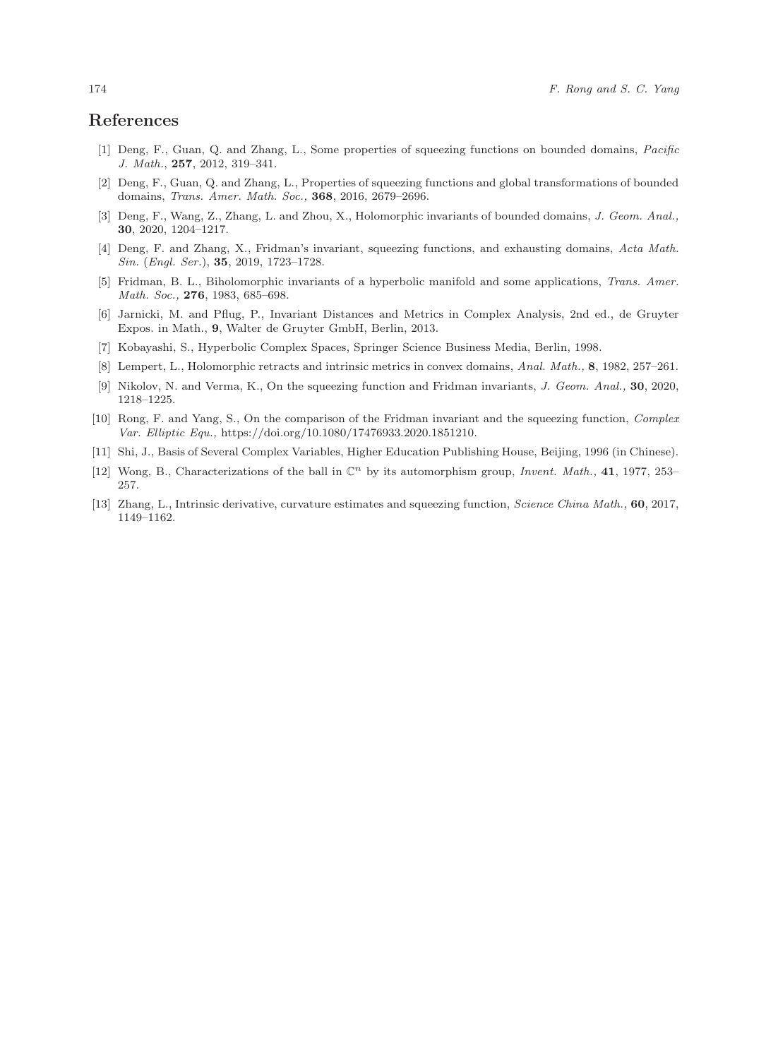## References

[1] Deng, F., Guan, Q. and Zhang, L., Some properties of squeezing functions on bounded domains, *Pacific J. Math.*, **257**, 2012, 319–341.

[2] Deng, F., Guan, Q. and Zhang, L., Properties of squeezing functions and global transformations of bounded domains, *Trans. Amer. Math. Soc.,* **368**, 2016, 2679–2696.

[3] Deng, F., Wang, Z., Zhang, L. and Zhou, X., Holomorphic invariants of bounded domains, *J. Geom. Anal.,* **30**, 2020, 1204–1217.

[4] Deng, F. and Zhang, X., Fridman's invariant, squeezing functions, and exhausting domains, *Acta Math. Sin.* (*Engl. Ser.*), **35**, 2019, 1723–1728.

[5] Fridman, B. L., Biholomorphic invariants of a hyperbolic manifold and some applications, *Trans. Amer. Math. Soc.,* **276**, 1983, 685–698.

[6] Jarnicki, M. and Pflug, P., Invariant Distances and Metrics in Complex Analysis, 2nd ed., de Gruyter Expos. in Math., **9**, Walter de Gruyter GmbH, Berlin, 2013.

[7] Kobayashi, S., Hyperbolic Complex Spaces, Springer Science Business Media, Berlin, 1998.

[8] Lempert, L., Holomorphic retracts and intrinsic metrics in convex domains, *Anal. Math.,* **8**, 1982, 257–261.

[9] Nikolov, N. and Verma, K., On the squeezing function and Fridman invariants, *J. Geom. Anal.,* **30**, 2020, 1218–1225.

[10] Rong, F. and Yang, S., On the comparison of the Fridman invariant and the squeezing function, *Complex Var. Elliptic Equ.,* https://doi.org/10.1080/17476933.2020.1851210.

[11] Shi, J., Basis of Several Complex Variables, Higher Education Publishing House, Beijing, 1996 (in Chinese).

[12] Wong, B., Characterizations of the ball in $\mathbb{C}^n$ by its automorphism group, *Invent. Math.,* **41**, 1977, 253–257.

[13] Zhang, L., Intrinsic derivative, curvature estimates and squeezing function, *Science China Math.,* **60**, 2017, 1149–1162.